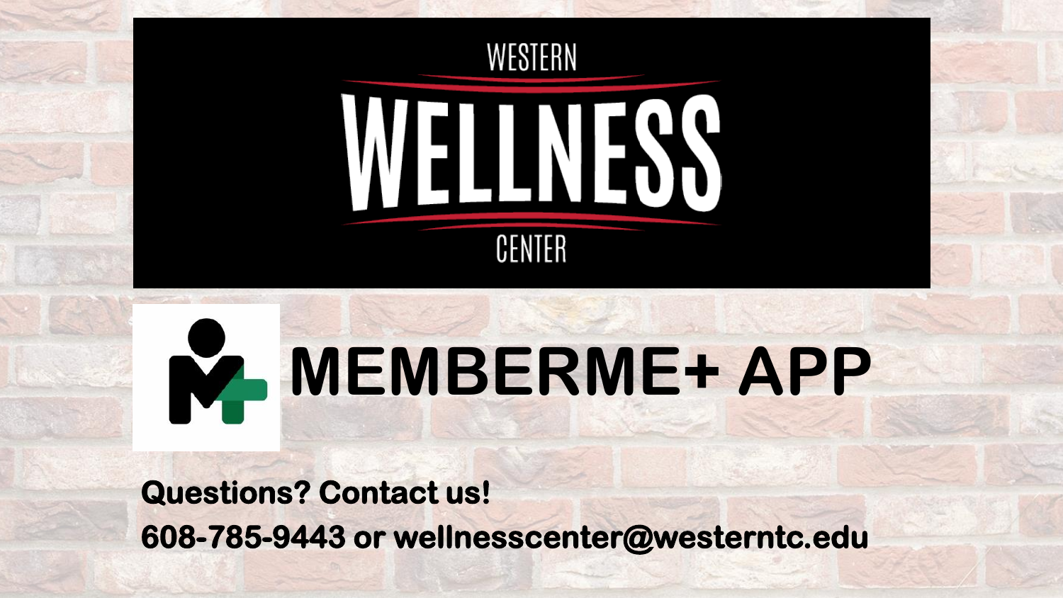# WESTERN WELLNESS CENTER

# MEMBERME+ APP

**Questions? Contact us!**

**608-785-9443 or wellnesscenter@westerntc.edu**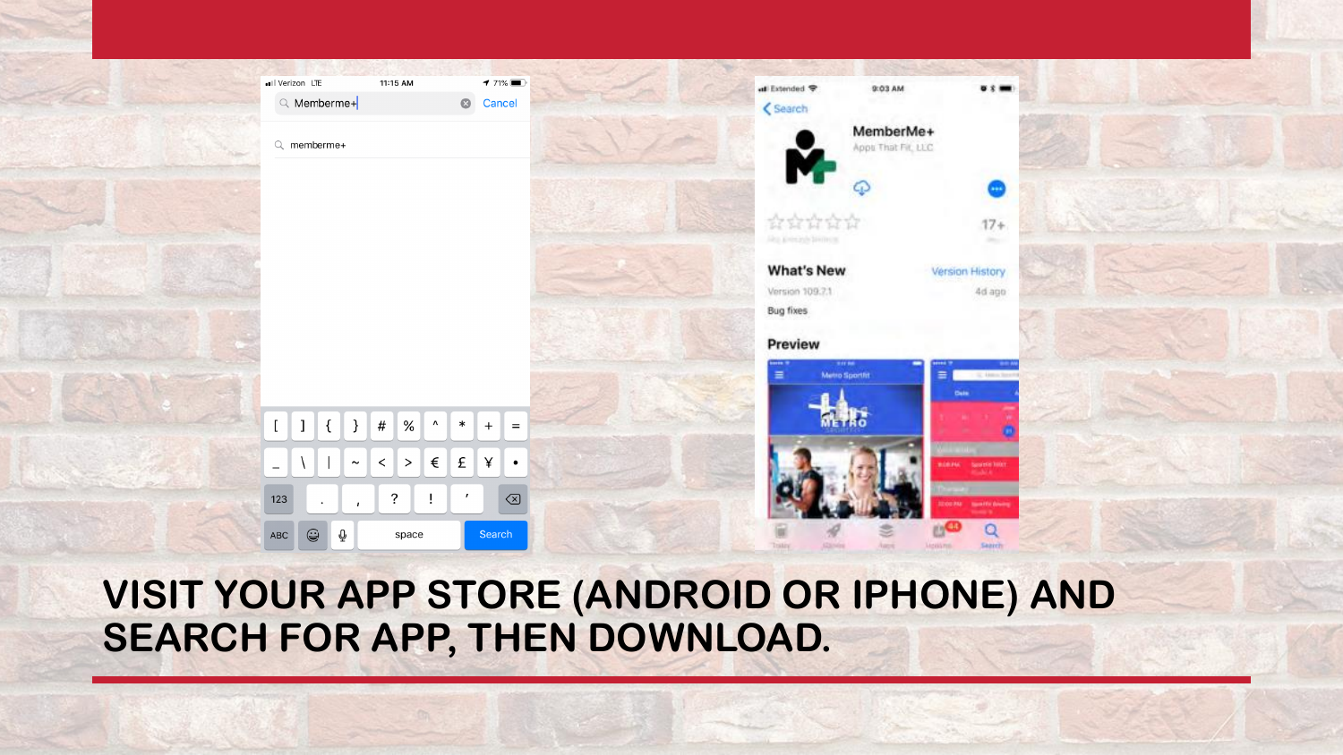**VISIT YOUR APP STORE (ANDROID OR IPHONE) AND SEARCH FOR APP, THEN DOWNLOAD.**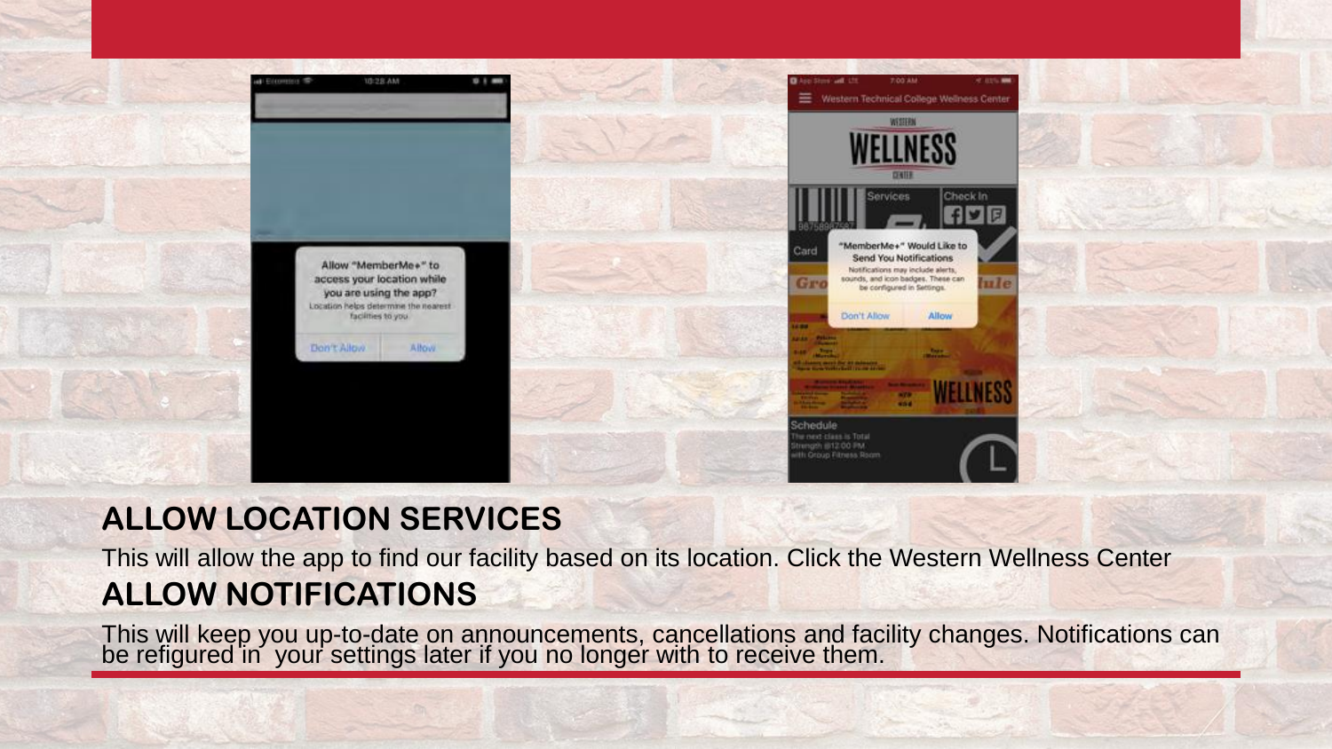## ALLOW LOCATION SERVICES

This will allow the app to find our facility based on its location. Click the Western Wellness Center

## ALLOW NOTIFICATIONS

This will keep you up-to-date on announcements, cancellations and facility changes. Notifications can be refigured in your settings later if you no longer with to receive them.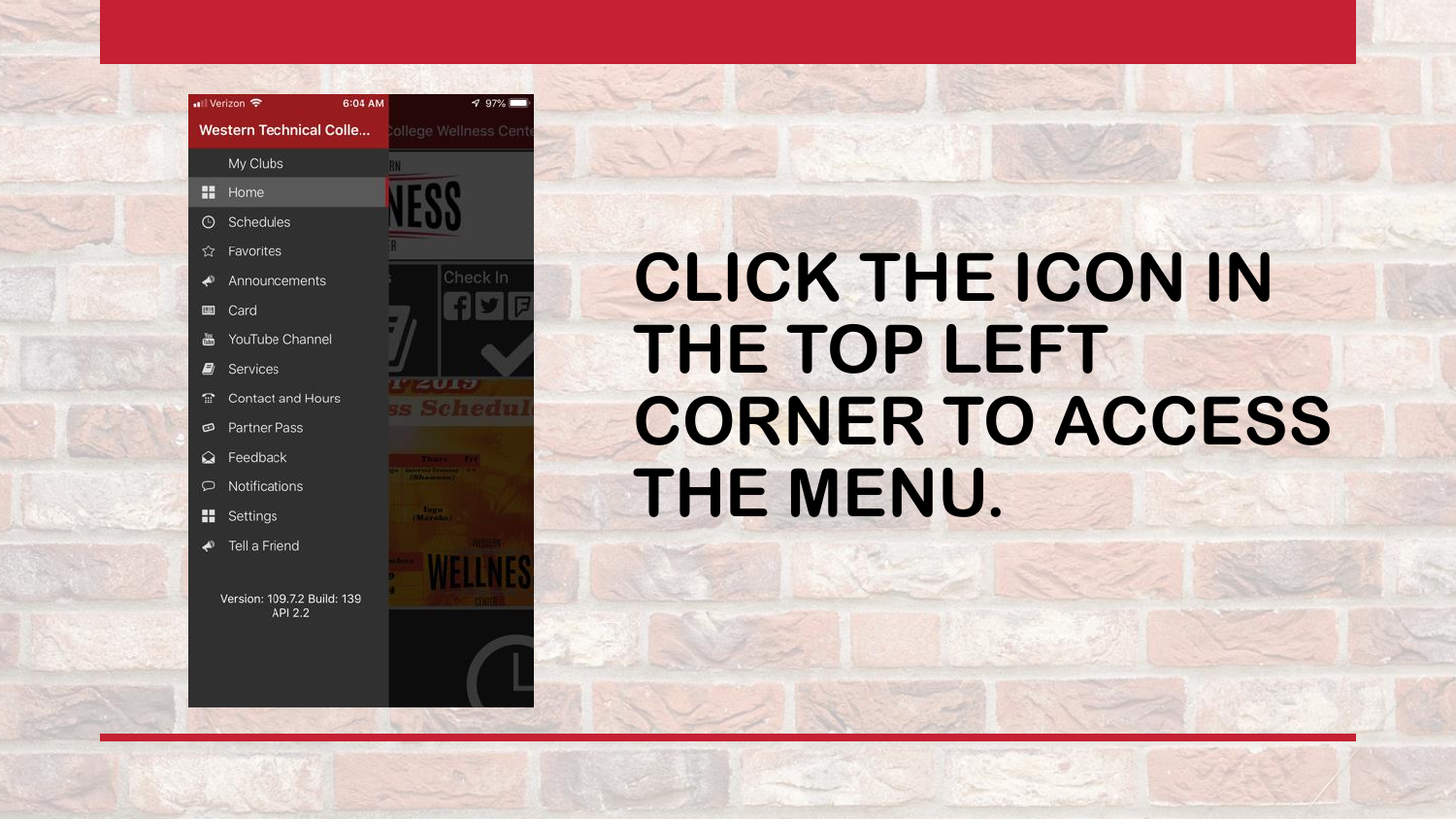# CLICK THE ICON IN THE TOP LEFT CORNER TO ACCESS THE MENU.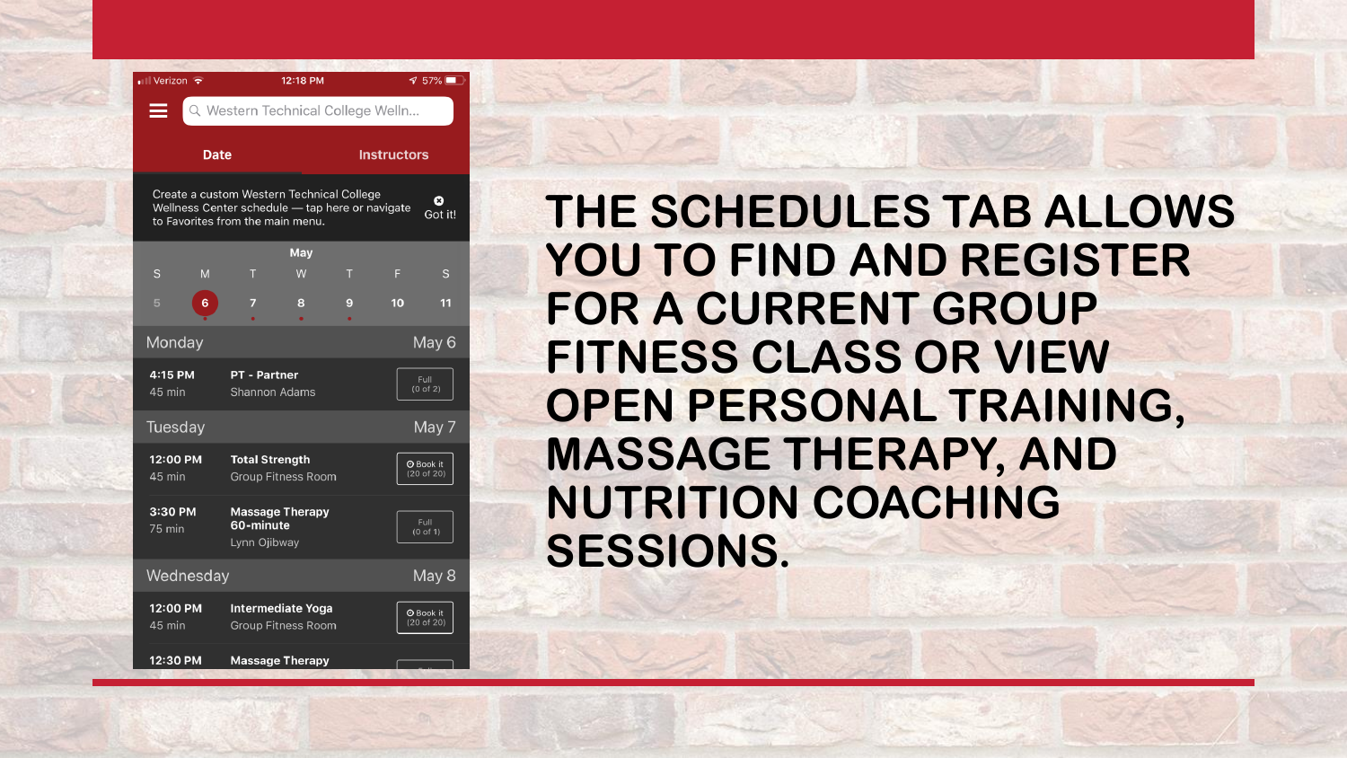Verizon 12:18 PM 57%

Western Technical College Welln...

Date | Instructors

Create a custom Western Technical College Wellness Center schedule — tap here or navigate to Favorites from the main menu. Got it!

May

| S | M | T | W | T | F | S |
|---|---|---|---|---|---|---|
| 5 | 6 | 7 | 8 | 9 | 10 | 11 |

**Monday** May 6

| Time | Class | Status |
|---|---|---|
| **4:15 PM** 45 min | **PT - Partner** Shannon Adams | Full (0 of 2) |

**Tuesday** May 7

| Time | Class | Status |
|---|---|---|
| **12:00 PM** 45 min | **Total Strength** Group Fitness Room | Book it (20 of 20) |
| **3:30 PM** 75 min | **Massage Therapy 60-minute** Lynn Ojibway | Full (0 of 1) |

**Wednesday** May 8

| Time | Class | Status |
|---|---|---|
| **12:00 PM** 45 min | **Intermediate Yoga** Group Fitness Room | Book it (20 of 20) |
| **12:30 PM** | **Massage Therapy** | |

# THE SCHEDULES TAB ALLOWS YOU TO FIND AND REGISTER FOR A CURRENT GROUP FITNESS CLASS OR VIEW OPEN PERSONAL TRAINING, MASSAGE THERAPY, AND NUTRITION COACHING SESSIONS.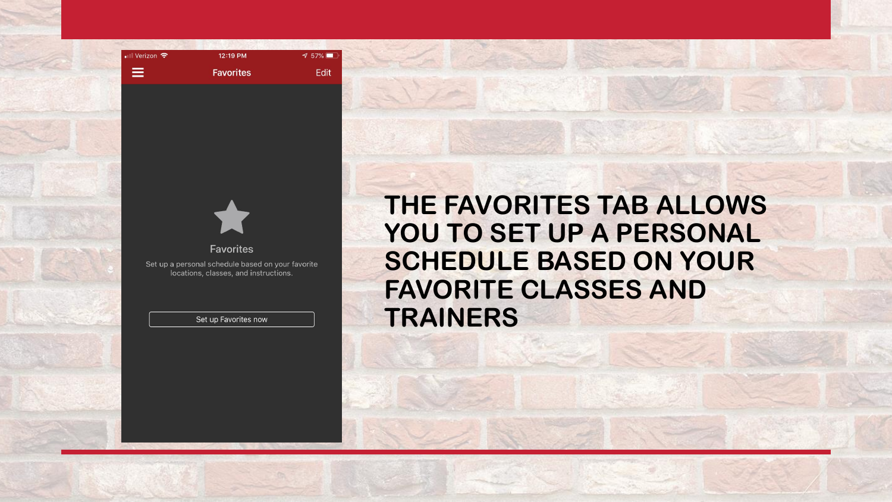THE FAVORITES TAB ALLOWS YOU TO SET UP A PERSONAL SCHEDULE BASED ON YOUR FAVORITE CLASSES AND TRAINERS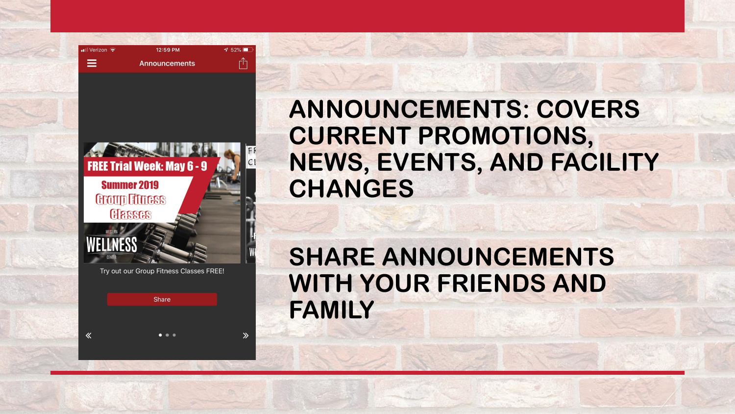ANNOUNCEMENTS: COVERS CURRENT PROMOTIONS, NEWS, EVENTS, AND FACILITY CHANGES

SHARE ANNOUNCEMENTS WITH YOUR FRIENDS AND FAMILY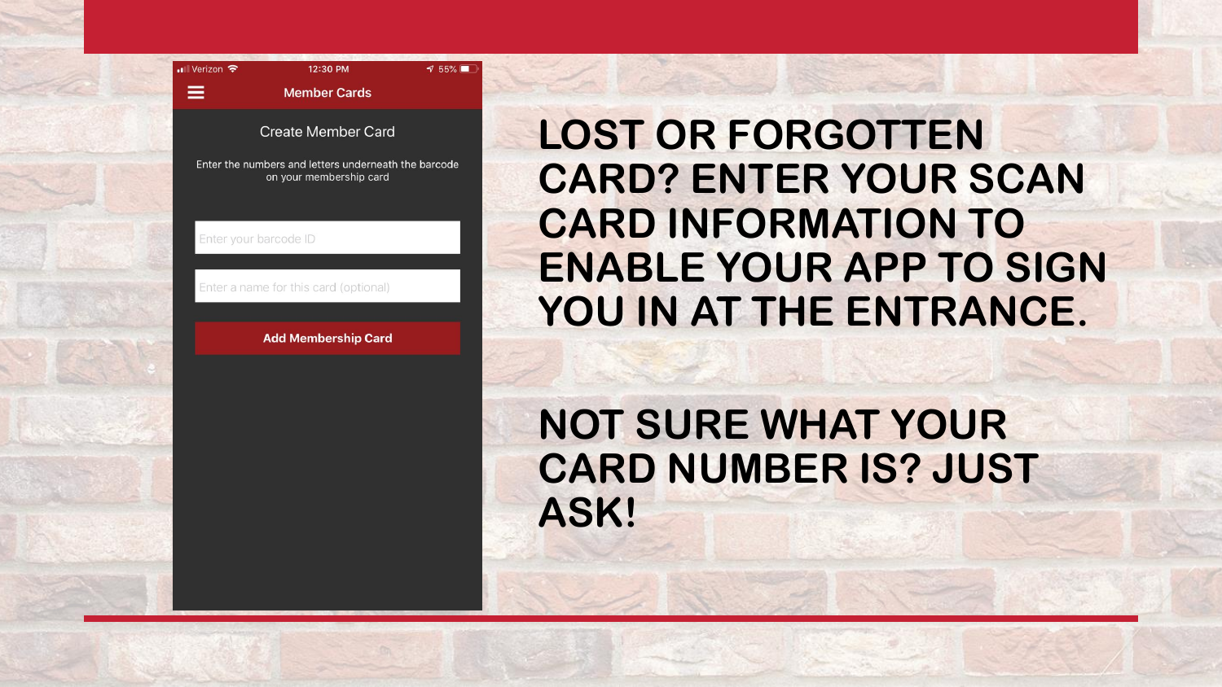**LOST OR FORGOTTEN CARD? ENTER YOUR SCAN CARD INFORMATION TO ENABLE YOUR APP TO SIGN YOU IN AT THE ENTRANCE.**

**NOT SURE WHAT YOUR CARD NUMBER IS? JUST ASK!**

Member Cards

Create Member Card

Enter the numbers and letters underneath the barcode on your membership card

Enter your barcode ID

Enter a name for this card (optional)

Add Membership Card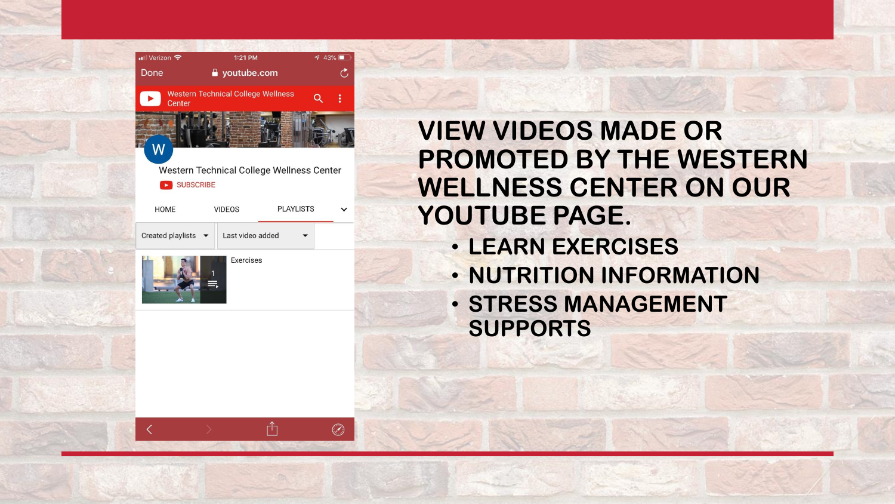# VIEW VIDEOS MADE OR PROMOTED BY THE WESTERN WELLNESS CENTER ON OUR YOUTUBE PAGE.

- LEARN EXERCISES
- NUTRITION INFORMATION
- STRESS MANAGEMENT SUPPORTS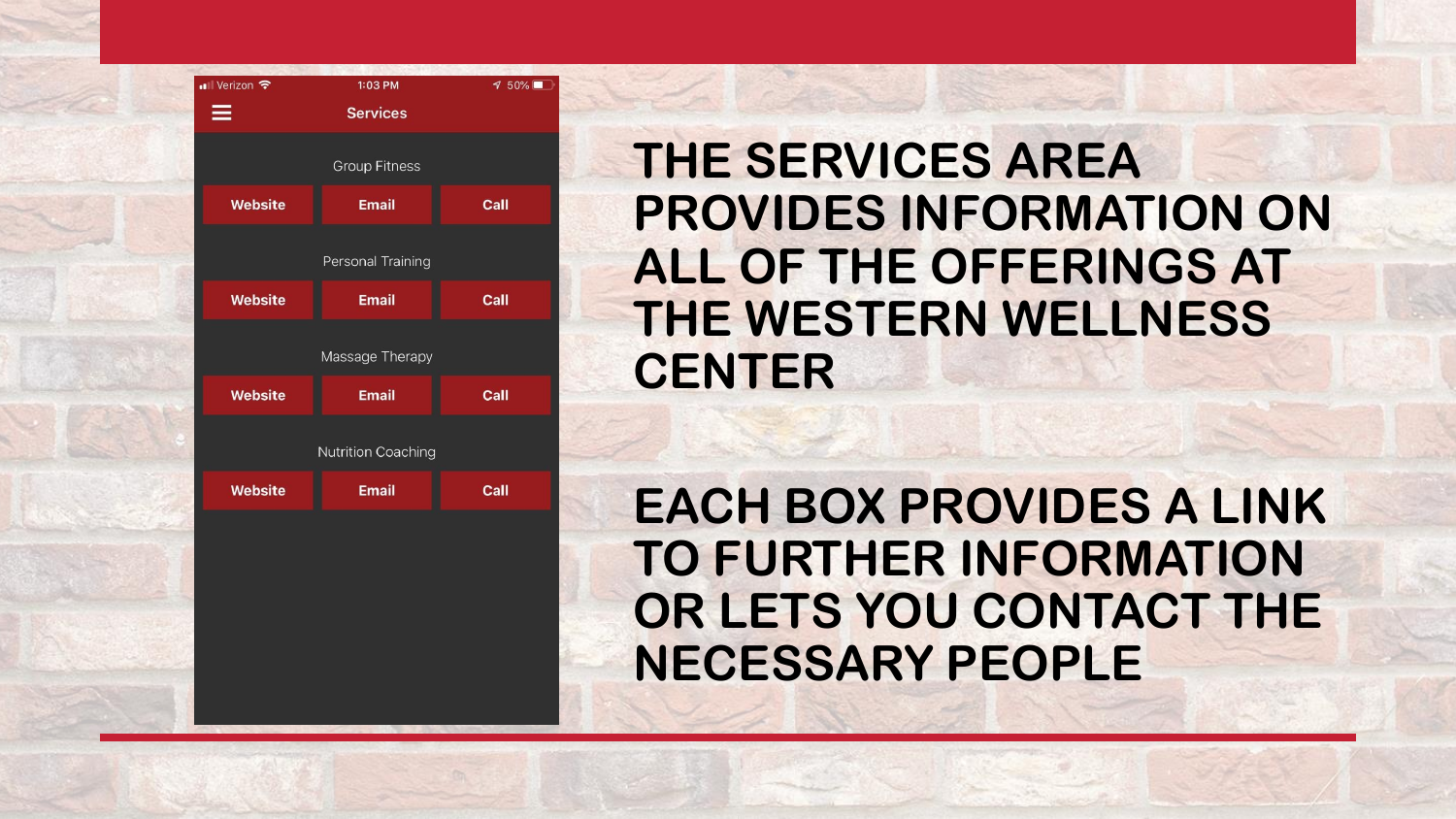Services

Group Fitness

Website | Email | Call

Personal Training

Website | Email | Call

Massage Therapy

Website | Email | Call

Nutrition Coaching

Website | Email | Call

THE SERVICES AREA PROVIDES INFORMATION ON ALL OF THE OFFERINGS AT THE WESTERN WELLNESS CENTER

EACH BOX PROVIDES A LINK TO FURTHER INFORMATION OR LETS YOU CONTACT THE NECESSARY PEOPLE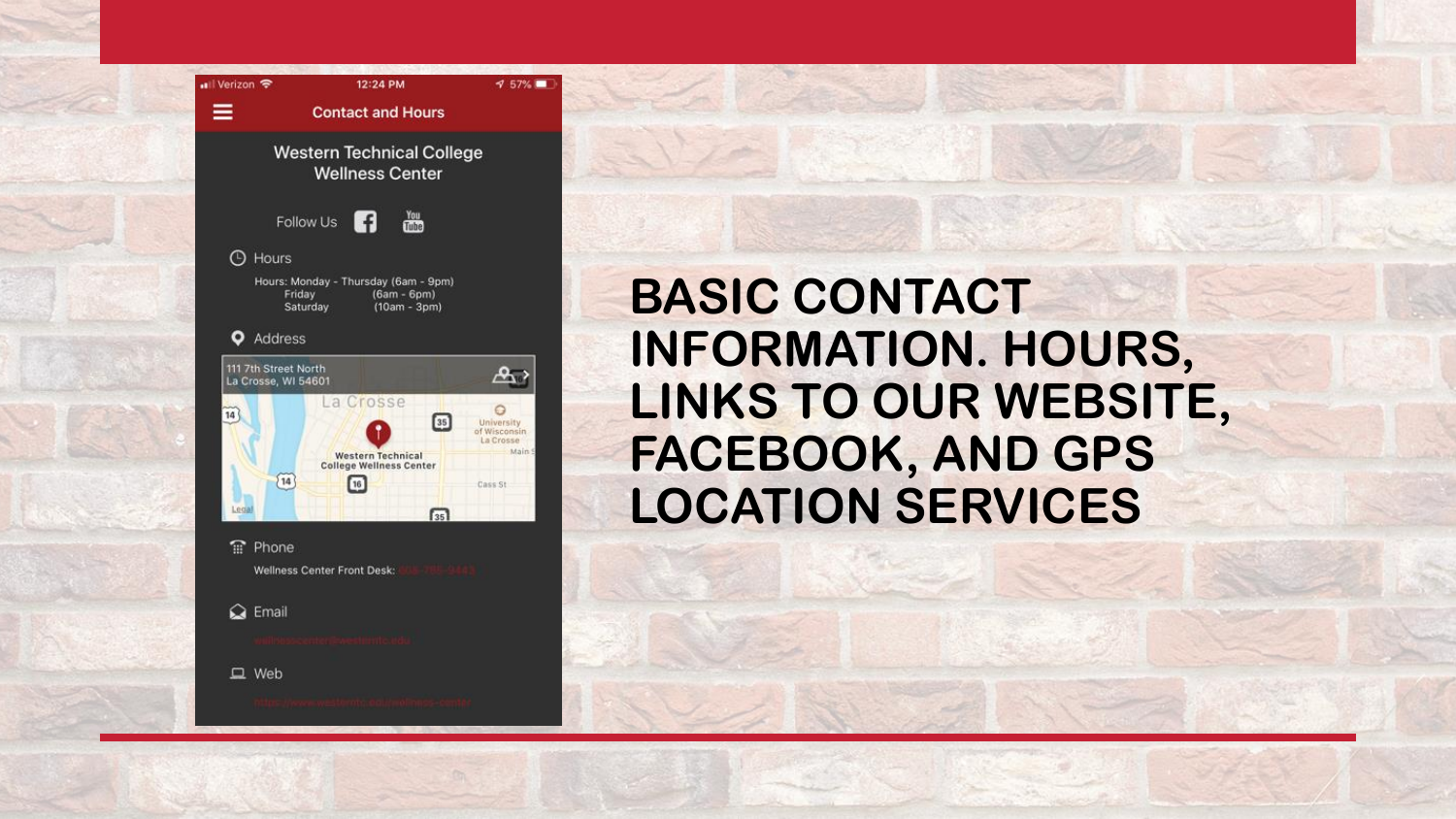# BASIC CONTACT INFORMATION. HOURS, LINKS TO OUR WEBSITE, FACEBOOK, AND GPS LOCATION SERVICES

Contact and Hours

Western Technical College Wellness Center

Follow Us

Hours

Hours: Monday - Thursday (6am - 9pm)
Friday (6am - 6pm)
Saturday (10am - 3pm)

Address

111 7th Street North
La Crosse, WI 54601

Phone

Wellness Center Front Desk:

Email

Web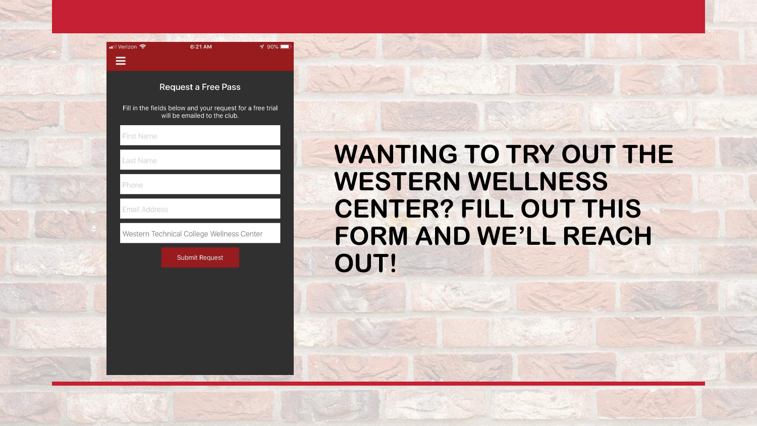Request a Free Pass

Fill in the fields below and your request for a free trial will be emailed to the club.

First Name

Last Name

Phone

Email Address

Western Technical College Wellness Center

Submit Request

# WANTING TO TRY OUT THE WESTERN WELLNESS CENTER? FILL OUT THIS FORM AND WE'LL REACH OUT!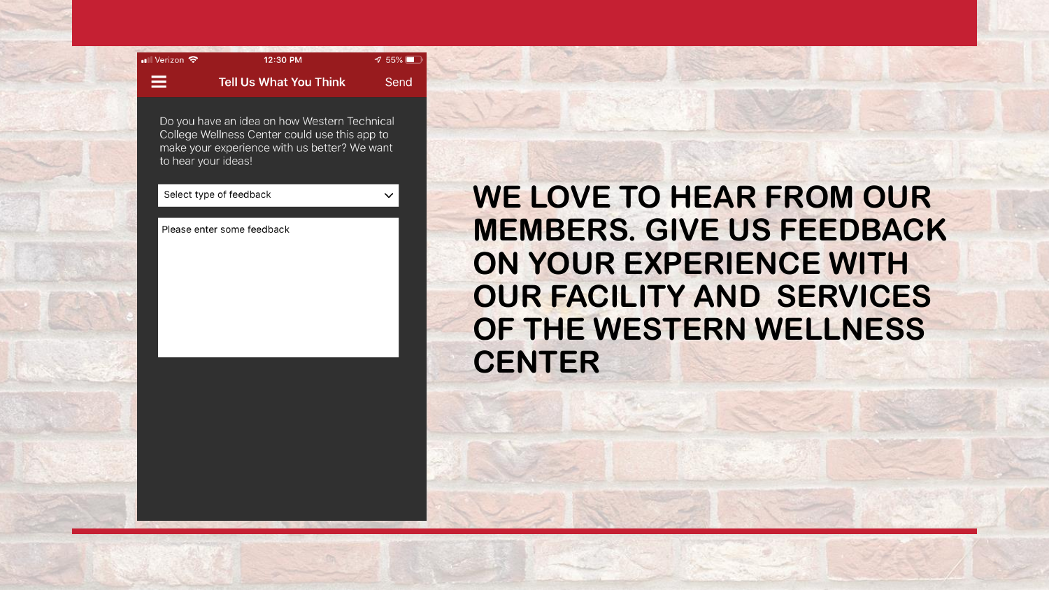Verizon 12:30 PM 55%

**Tell Us What You Think** Send

Do you have an idea on how Western Technical College Wellness Center could use this app to make your experience with us better? We want to hear your ideas!

Select type of feedback

Please enter some feedback

# WE LOVE TO HEAR FROM OUR MEMBERS. GIVE US FEEDBACK ON YOUR EXPERIENCE WITH OUR FACILITY AND SERVICES OF THE WESTERN WELLNESS CENTER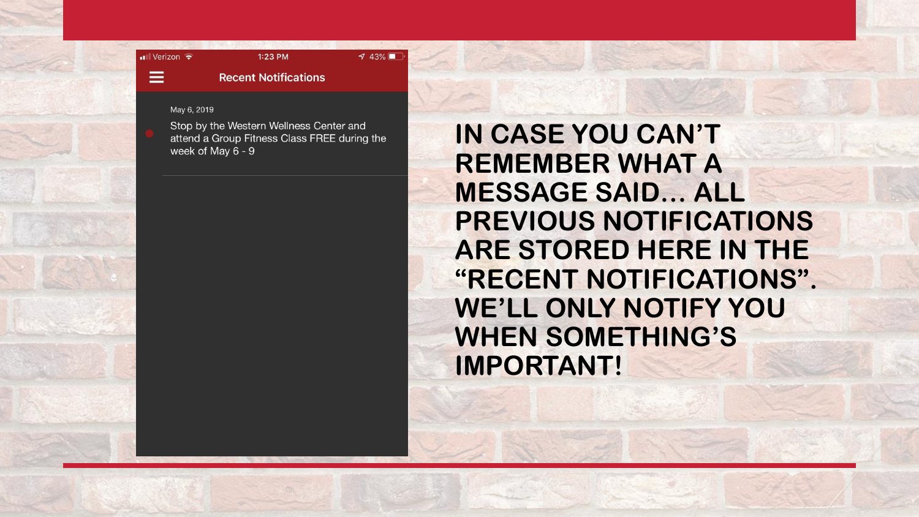Verizon 1:23 PM 43%

Recent Notifications

May 6, 2019

Stop by the Western Wellness Center and attend a Group Fitness Class FREE during the week of May 6 - 9

**IN CASE YOU CAN'T REMEMBER WHAT A MESSAGE SAID... ALL PREVIOUS NOTIFICATIONS ARE STORED HERE IN THE "RECENT NOTIFICATIONS". WE'LL ONLY NOTIFY YOU WHEN SOMETHING'S IMPORTANT!**